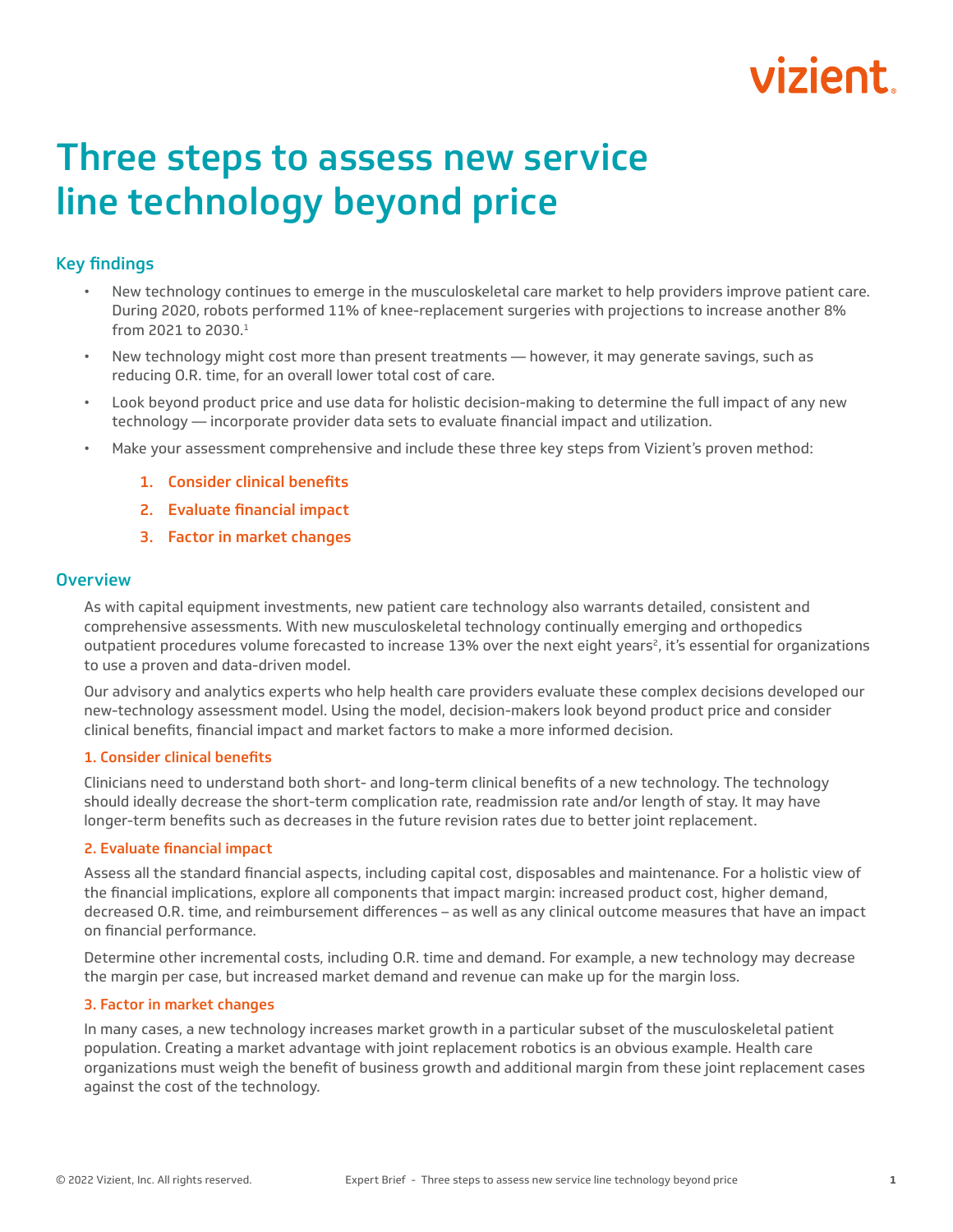# Three steps to assess new service line technology beyond price

## Key findings

- New technology continues to emerge in the musculoskeletal care market to help providers improve patient care. During 2020, robots performed 11% of knee-replacement surgeries with projections to increase another 8% from 2021 to 2030.[1]
- New technology might cost more than present treatments — however, it may generate savings, such as reducing O.R. time, for an overall lower total cost of care.
- Look beyond product price and use data for holistic decision-making to determine the full impact of any new technology — incorporate provider data sets to evaluate financial impact and utilization.
- Make your assessment comprehensive and include these three key steps from Vizient's proven method:
    1. **Consider clinical benefits**
    2. **Evaluate financial impact**
    3. **Factor in market changes**

## Overview

As with capital equipment investments, new patient care technology also warrants detailed, consistent and comprehensive assessments. With new musculoskeletal technology continually emerging and orthopedics outpatient procedures volume forecasted to increase 13% over the next eight years[2], it's essential for organizations to use a proven and data-driven model.

Our advisory and analytics experts who help health care providers evaluate these complex decisions developed our new-technology assessment model. Using the model, decision-makers look beyond product price and consider clinical benefits, financial impact and market factors to make a more informed decision.

### 1. Consider clinical benefits

Clinicians need to understand both short- and long-term clinical benefits of a new technology. The technology should ideally decrease the short-term complication rate, readmission rate and/or length of stay. It may have longer-term benefits such as decreases in the future revision rates due to better joint replacement.

### 2. Evaluate financial impact

Assess all the standard financial aspects, including capital cost, disposables and maintenance. For a holistic view of the financial implications, explore all components that impact margin: increased product cost, higher demand, decreased O.R. time, and reimbursement differences – as well as any clinical outcome measures that have an impact on financial performance.

Determine other incremental costs, including O.R. time and demand. For example, a new technology may decrease the margin per case, but increased market demand and revenue can make up for the margin loss.

### 3. Factor in market changes

In many cases, a new technology increases market growth in a particular subset of the musculoskeletal patient population. Creating a market advantage with joint replacement robotics is an obvious example. Health care organizations must weigh the benefit of business growth and additional margin from these joint replacement cases against the cost of the technology.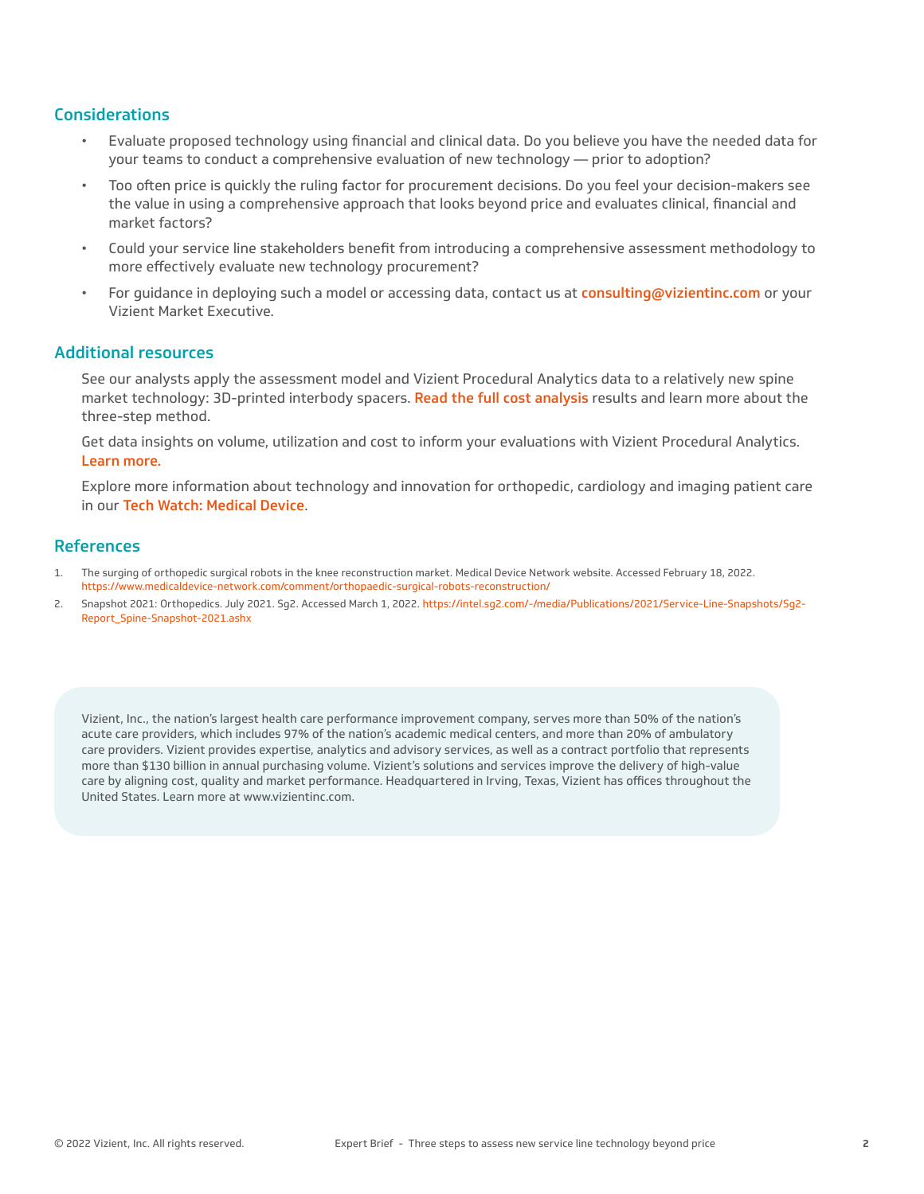## Considerations

- Evaluate proposed technology using financial and clinical data. Do you believe you have the needed data for your teams to conduct a comprehensive evaluation of new technology — prior to adoption?
- Too often price is quickly the ruling factor for procurement decisions. Do you feel your decision-makers see the value in using a comprehensive approach that looks beyond price and evaluates clinical, financial and market factors?
- Could your service line stakeholders benefit from introducing a comprehensive assessment methodology to more effectively evaluate new technology procurement?
- For guidance in deploying such a model or accessing data, contact us at **consulting@vizientinc.com** or your Vizient Market Executive.

## Additional resources

See our analysts apply the assessment model and Vizient Procedural Analytics data to a relatively new spine market technology: 3D-printed interbody spacers. **Read the full cost analysis** results and learn more about the three-step method.

Get data insights on volume, utilization and cost to inform your evaluations with Vizient Procedural Analytics. **Learn more.**

Explore more information about technology and innovation for orthopedic, cardiology and imaging patient care in our **Tech Watch: Medical Device**.

## References

1. The surging of orthopedic surgical robots in the knee reconstruction market. Medical Device Network website. Accessed February 18, 2022. https://www.medicaldevice-network.com/comment/orthopaedic-surgical-robots-reconstruction/
2. Snapshot 2021: Orthopedics. July 2021. Sg2. Accessed March 1, 2022. https://intel.sg2.com/-/media/Publications/2021/Service-Line-Snapshots/Sg2-Report_Spine-Snapshot-2021.ashx

Vizient, Inc., the nation's largest health care performance improvement company, serves more than 50% of the nation's acute care providers, which includes 97% of the nation's academic medical centers, and more than 20% of ambulatory care providers. Vizient provides expertise, analytics and advisory services, as well as a contract portfolio that represents more than $130 billion in annual purchasing volume. Vizient's solutions and services improve the delivery of high-value care by aligning cost, quality and market performance. Headquartered in Irving, Texas, Vizient has offices throughout the United States. Learn more at www.vizientinc.com.

© 2022 Vizient, Inc. All rights reserved.